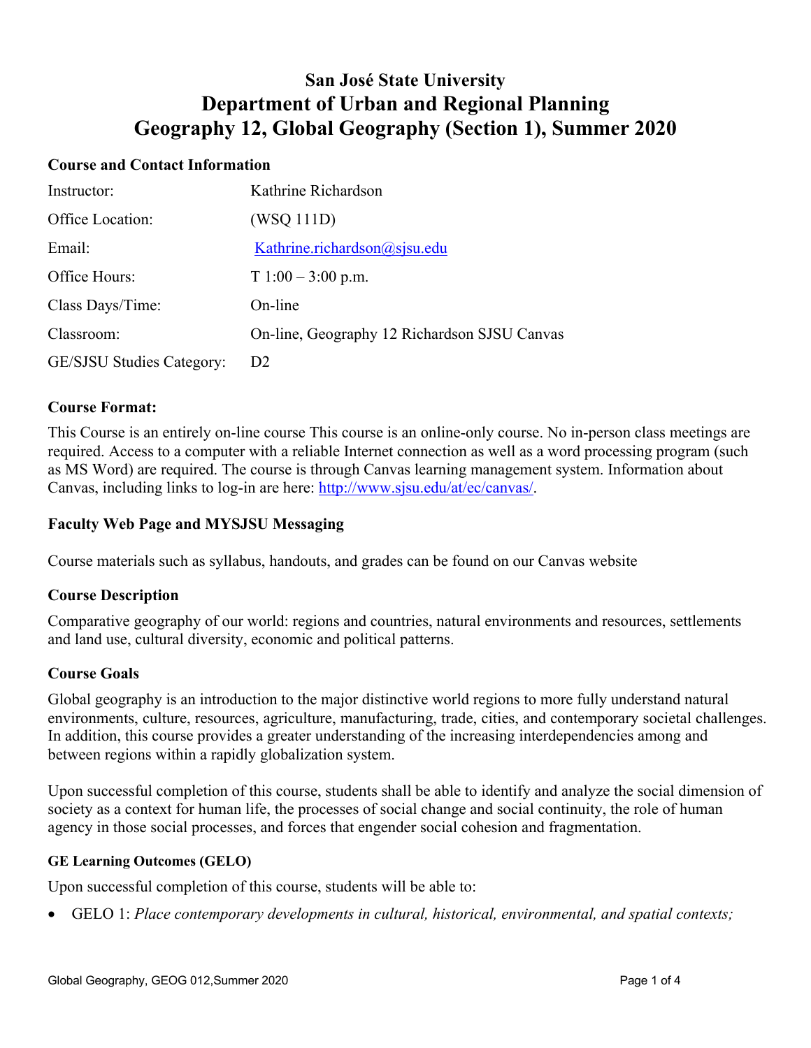# San José State University
## Department of Urban and Regional Planning
## Geography 12, Global Geography (Section 1), Summer 2020

### Course and Contact Information

| | |
|---|---|
| Instructor: | Kathrine Richardson |
| Office Location: | (WSQ 111D) |
| Email: | Kathrine.richardson@sjsu.edu |
| Office Hours: | T 1:00 – 3:00 p.m. |
| Class Days/Time: | On-line |
| Classroom: | On-line, Geography 12 Richardson SJSU Canvas |
| GE/SJSU Studies Category: | D2 |

### Course Format:

This Course is an entirely on-line course This course is an online-only course. No in-person class meetings are required. Access to a computer with a reliable Internet connection as well as a word processing program (such as MS Word) are required. The course is through Canvas learning management system. Information about Canvas, including links to log-in are here: http://www.sjsu.edu/at/ec/canvas/.

### Faculty Web Page and MYSJSU Messaging

Course materials such as syllabus, handouts, and grades can be found on our Canvas website

### Course Description

Comparative geography of our world: regions and countries, natural environments and resources, settlements and land use, cultural diversity, economic and political patterns.

### Course Goals

Global geography is an introduction to the major distinctive world regions to more fully understand natural environments, culture, resources, agriculture, manufacturing, trade, cities, and contemporary societal challenges. In addition, this course provides a greater understanding of the increasing interdependencies among and between regions within a rapidly globalization system.

Upon successful completion of this course, students shall be able to identify and analyze the social dimension of society as a context for human life, the processes of social change and social continuity, the role of human agency in those social processes, and forces that engender social cohesion and fragmentation.

#### GE Learning Outcomes (GELO)

Upon successful completion of this course, students will be able to:

- GELO 1: *Place contemporary developments in cultural, historical, environmental, and spatial contexts;*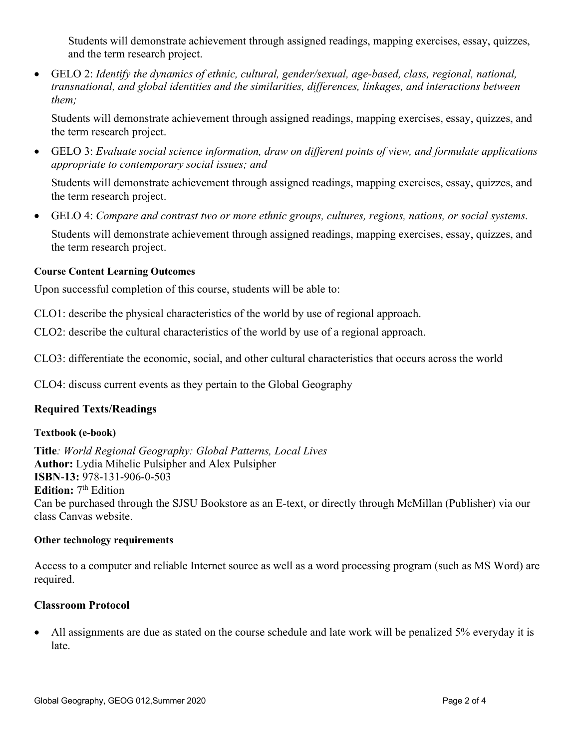Students will demonstrate achievement through assigned readings, mapping exercises, essay, quizzes, and the term research project.

- GELO 2: *Identify the dynamics of ethnic, cultural, gender/sexual, age-based, class, regional, national, transnational, and global identities and the similarities, differences, linkages, and interactions between them;*

  Students will demonstrate achievement through assigned readings, mapping exercises, essay, quizzes, and the term research project.

- GELO 3: *Evaluate social science information, draw on different points of view, and formulate applications appropriate to contemporary social issues; and*

  Students will demonstrate achievement through assigned readings, mapping exercises, essay, quizzes, and the term research project.

- GELO 4: *Compare and contrast two or more ethnic groups, cultures, regions, nations, or social systems.*

  Students will demonstrate achievement through assigned readings, mapping exercises, essay, quizzes, and the term research project.

#### Course Content Learning Outcomes

Upon successful completion of this course, students will be able to:

CLO1: describe the physical characteristics of the world by use of regional approach.

CLO2: describe the cultural characteristics of the world by use of a regional approach.

CLO3: differentiate the economic, social, and other cultural characteristics that occurs across the world

CLO4: discuss current events as they pertain to the Global Geography

### Required Texts/Readings

#### Textbook (e-book)

**Title***: World Regional Geography: Global Patterns, Local Lives*
**Author:** Lydia Mihelic Pulsipher and Alex Pulsipher
**ISBN-13:** 978-131-906-0-503
**Edition:** 7th Edition
Can be purchased through the SJSU Bookstore as an E-text, or directly through McMillan (Publisher) via our class Canvas website.

#### Other technology requirements

Access to a computer and reliable Internet source as well as a word processing program (such as MS Word) are required.

### Classroom Protocol

- All assignments are due as stated on the course schedule and late work will be penalized 5% everyday it is late.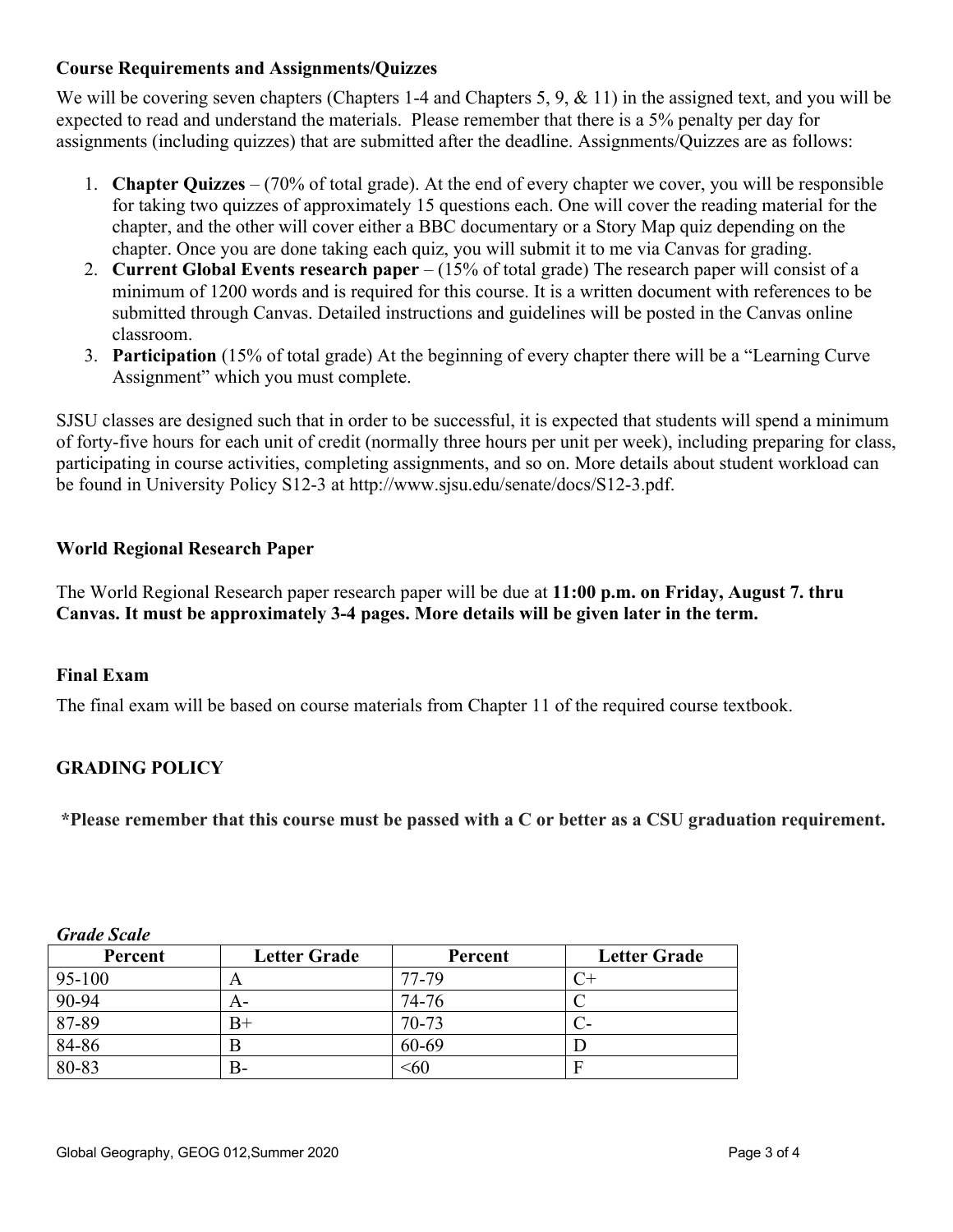### Course Requirements and Assignments/Quizzes

We will be covering seven chapters (Chapters 1-4 and Chapters 5, 9, & 11) in the assigned text, and you will be expected to read and understand the materials. Please remember that there is a 5% penalty per day for assignments (including quizzes) that are submitted after the deadline. Assignments/Quizzes are as follows:

1. **Chapter Quizzes** – (70% of total grade). At the end of every chapter we cover, you will be responsible for taking two quizzes of approximately 15 questions each. One will cover the reading material for the chapter, and the other will cover either a BBC documentary or a Story Map quiz depending on the chapter. Once you are done taking each quiz, you will submit it to me via Canvas for grading.
2. **Current Global Events research paper** – (15% of total grade) The research paper will consist of a minimum of 1200 words and is required for this course. It is a written document with references to be submitted through Canvas. Detailed instructions and guidelines will be posted in the Canvas online classroom.
3. **Participation** (15% of total grade) At the beginning of every chapter there will be a "Learning Curve Assignment" which you must complete.

SJSU classes are designed such that in order to be successful, it is expected that students will spend a minimum of forty-five hours for each unit of credit (normally three hours per unit per week), including preparing for class, participating in course activities, completing assignments, and so on. More details about student workload can be found in University Policy S12-3 at http://www.sjsu.edu/senate/docs/S12-3.pdf.

### World Regional Research Paper

The World Regional Research paper research paper will be due at **11:00 p.m. on Friday, August 7. thru Canvas. It must be approximately 3-4 pages. More details will be given later in the term.**

### Final Exam

The final exam will be based on course materials from Chapter 11 of the required course textbook.

### GRADING POLICY

**\*Please remember that this course must be passed with a C or better as a CSU graduation requirement.**

***Grade Scale***

| Percent | Letter Grade | Percent | Letter Grade |
|---|---|---|---|
| 95-100 | A | 77-79 | C+ |
| 90-94 | A- | 74-76 | C |
| 87-89 | B+ | 70-73 | C- |
| 84-86 | B | 60-69 | D |
| 80-83 | B- | <60 | F |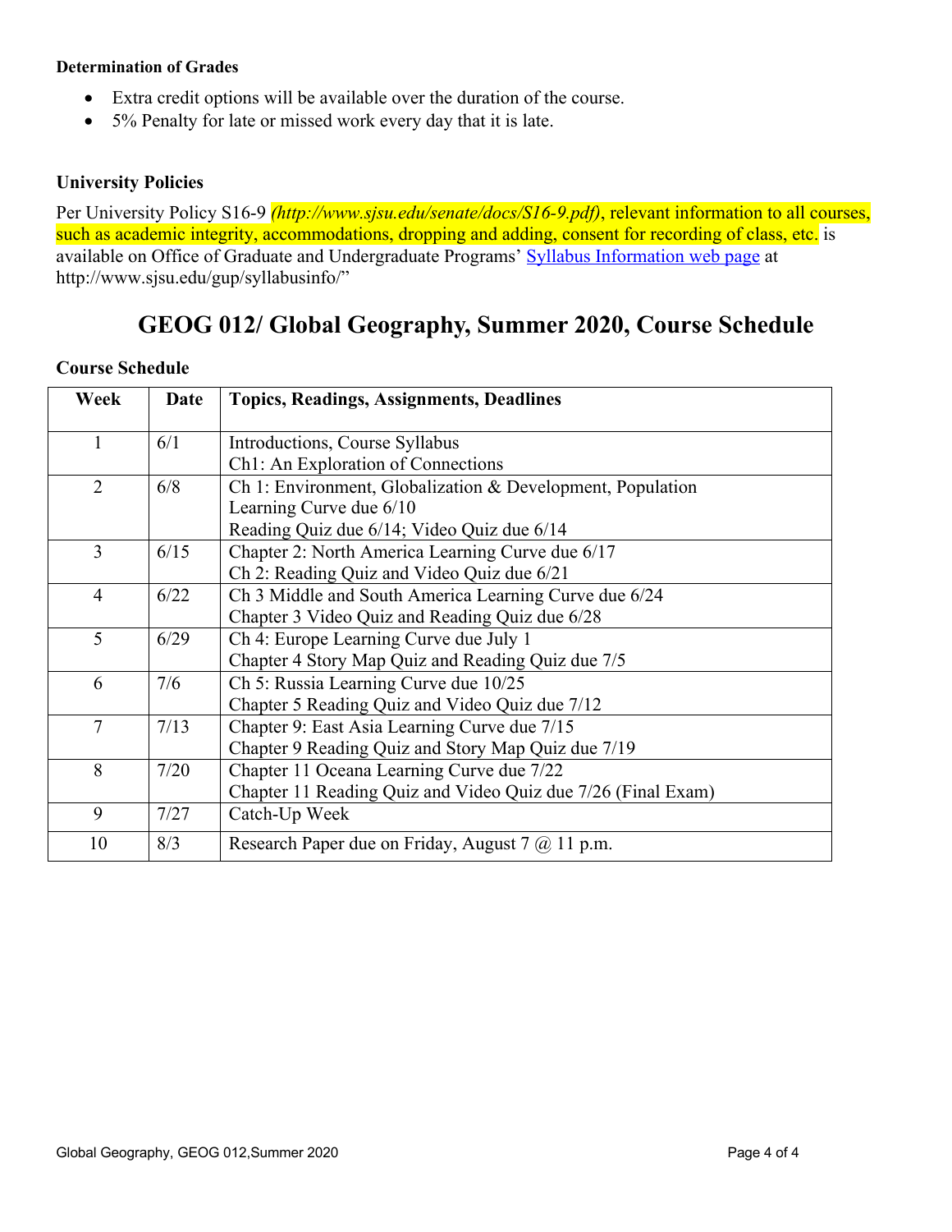**Determination of Grades**

- Extra credit options will be available over the duration of the course.
- 5% Penalty for late or missed work every day that it is late.

**University Policies**

Per University Policy S16-9 *(http://www.sjsu.edu/senate/docs/S16-9.pdf)*, relevant information to all courses, such as academic integrity, accommodations, dropping and adding, consent for recording of class, etc. is available on Office of Graduate and Undergraduate Programs' [Syllabus Information web page](http://www.sjsu.edu/gup/syllabusinfo/) at http://www.sjsu.edu/gup/syllabusinfo/"

# GEOG 012/ Global Geography, Summer 2020, Course Schedule

**Course Schedule**

| Week | Date | Topics, Readings, Assignments, Deadlines |
|---|---|---|
| 1 | 6/1 | Introductions, Course Syllabus<br>Ch1: An Exploration of Connections |
| 2 | 6/8 | Ch 1: Environment, Globalization & Development, Population<br>Learning Curve due 6/10<br>Reading Quiz due 6/14; Video Quiz due 6/14 |
| 3 | 6/15 | Chapter 2: North America Learning Curve due 6/17<br>Ch 2: Reading Quiz and Video Quiz due 6/21 |
| 4 | 6/22 | Ch 3 Middle and South America Learning Curve due 6/24<br>Chapter 3 Video Quiz and Reading Quiz due 6/28 |
| 5 | 6/29 | Ch 4: Europe Learning Curve due July 1<br>Chapter 4 Story Map Quiz and Reading Quiz due 7/5 |
| 6 | 7/6 | Ch 5: Russia Learning Curve due 10/25<br>Chapter 5 Reading Quiz and Video Quiz due 7/12 |
| 7 | 7/13 | Chapter 9: East Asia Learning Curve due 7/15<br>Chapter 9 Reading Quiz and Story Map Quiz due 7/19 |
| 8 | 7/20 | Chapter 11 Oceana Learning Curve due 7/22<br>Chapter 11 Reading Quiz and Video Quiz due 7/26 (Final Exam) |
| 9 | 7/27 | Catch-Up Week |
| 10 | 8/3 | Research Paper due on Friday, August 7 @ 11 p.m. |